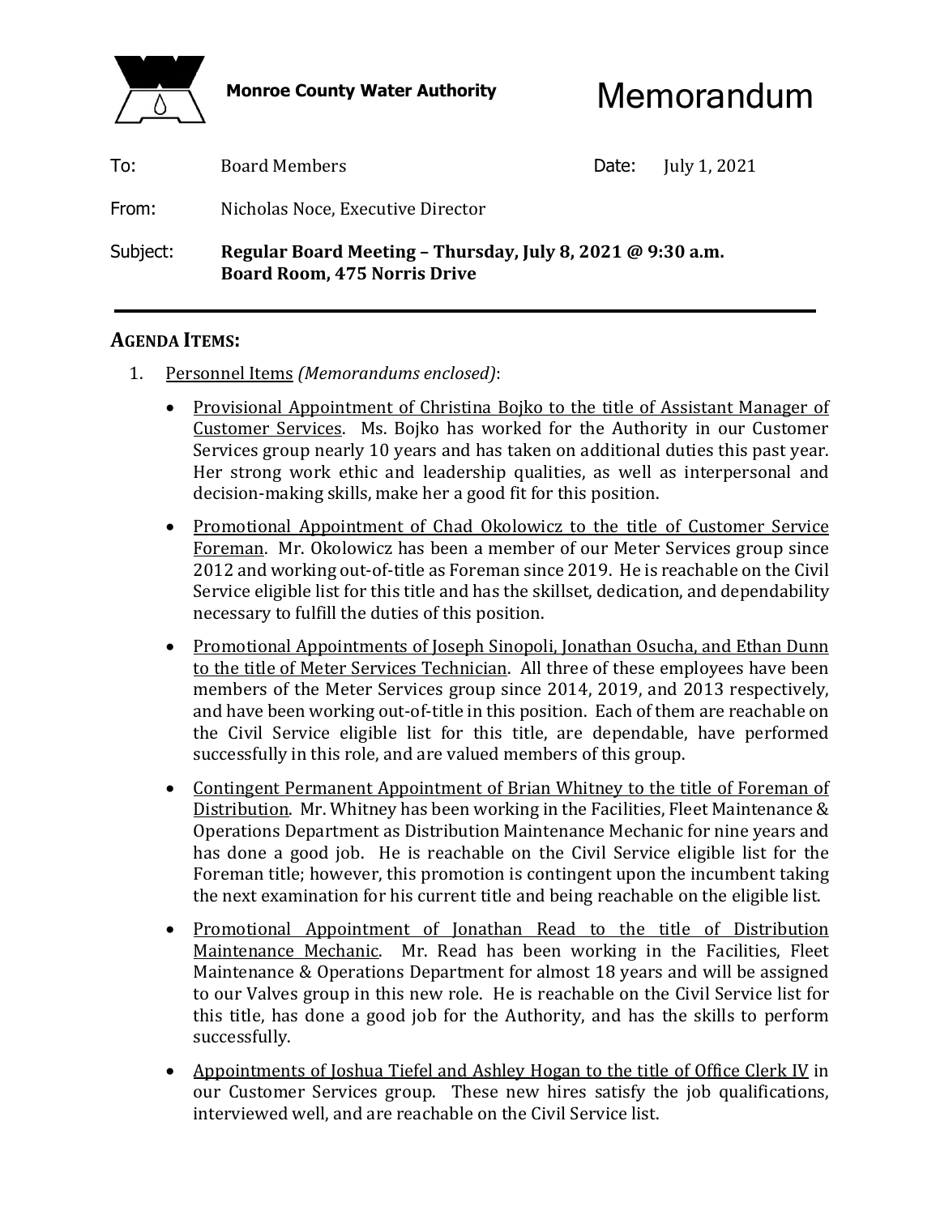**Monroe County Water Authority**

# Memorandum

| | | | |
|---|---|---|---|
| To: | Board Members | Date: | July 1, 2021 |
| From: | Nicholas Noce, Executive Director | | |
| Subject: | **Regular Board Meeting – Thursday, July 8, 2021 @ 9:30 a.m. Board Room, 475 Norris Drive** | | |

---

## AGENDA ITEMS:

1. Personnel Items *(Memorandums enclosed)*:

   - Provisional Appointment of Christina Bojko to the title of Assistant Manager of Customer Services. Ms. Bojko has worked for the Authority in our Customer Services group nearly 10 years and has taken on additional duties this past year. Her strong work ethic and leadership qualities, as well as interpersonal and decision-making skills, make her a good fit for this position.

   - Promotional Appointment of Chad Okolowicz to the title of Customer Service Foreman. Mr. Okolowicz has been a member of our Meter Services group since 2012 and working out-of-title as Foreman since 2019. He is reachable on the Civil Service eligible list for this title and has the skillset, dedication, and dependability necessary to fulfill the duties of this position.

   - Promotional Appointments of Joseph Sinopoli, Jonathan Osucha, and Ethan Dunn to the title of Meter Services Technician. All three of these employees have been members of the Meter Services group since 2014, 2019, and 2013 respectively, and have been working out-of-title in this position. Each of them are reachable on the Civil Service eligible list for this title, are dependable, have performed successfully in this role, and are valued members of this group.

   - Contingent Permanent Appointment of Brian Whitney to the title of Foreman of Distribution. Mr. Whitney has been working in the Facilities, Fleet Maintenance & Operations Department as Distribution Maintenance Mechanic for nine years and has done a good job. He is reachable on the Civil Service eligible list for the Foreman title; however, this promotion is contingent upon the incumbent taking the next examination for his current title and being reachable on the eligible list.

   - Promotional Appointment of Jonathan Read to the title of Distribution Maintenance Mechanic. Mr. Read has been working in the Facilities, Fleet Maintenance & Operations Department for almost 18 years and will be assigned to our Valves group in this new role. He is reachable on the Civil Service list for this title, has done a good job for the Authority, and has the skills to perform successfully.

   - Appointments of Joshua Tiefel and Ashley Hogan to the title of Office Clerk IV in our Customer Services group. These new hires satisfy the job qualifications, interviewed well, and are reachable on the Civil Service list.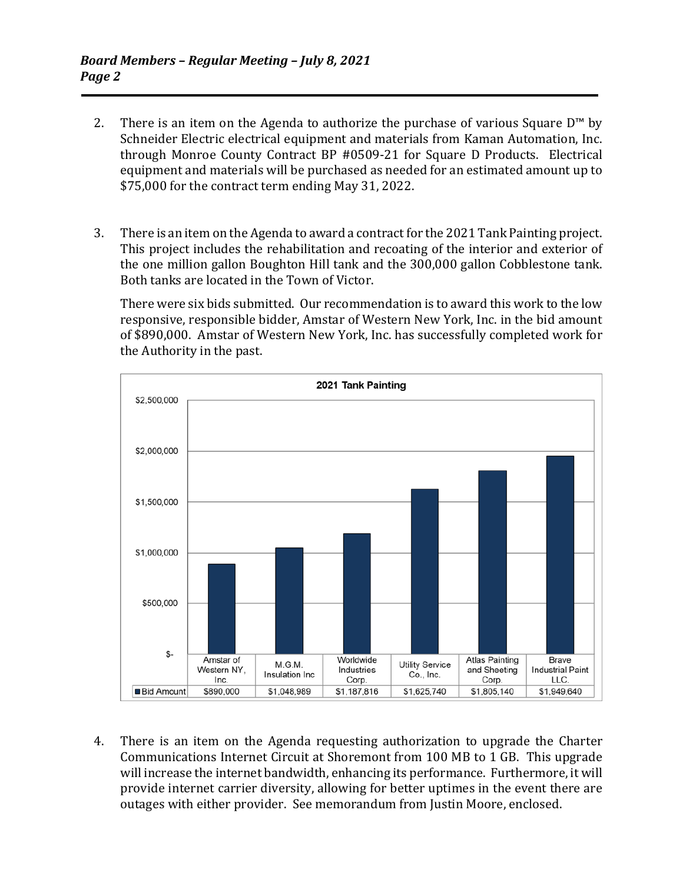2. There is an item on the Agenda to authorize the purchase of various Square D™ by Schneider Electric electrical equipment and materials from Kaman Automation, Inc. through Monroe County Contract BP #0509-21 for Square D Products. Electrical equipment and materials will be purchased as needed for an estimated amount up to $75,000 for the contract term ending May 31, 2022.

3. There is an item on the Agenda to award a contract for the 2021 Tank Painting project. This project includes the rehabilitation and recoating of the interior and exterior of the one million gallon Boughton Hill tank and the 300,000 gallon Cobblestone tank. Both tanks are located in the Town of Victor.

   There were six bids submitted. Our recommendation is to award this work to the low responsive, responsible bidder, Amstar of Western New York, Inc. in the bid amount of $890,000. Amstar of Western New York, Inc. has successfully completed work for the Authority in the past.

**2021 Tank Painting**

| | Amstar of Western NY, Inc. | M.G.M. Insulation Inc | Worldwide Industries Corp. | Utility Service Co., Inc. | Atlas Painting and Sheeting Corp. | Brave Industrial Paint LLC. |
|---|---|---|---|---|---|---|
| Bid Amount | $890,000 | $1,048,989 | $1,187,816 | $1,625,740 | $1,805,140 | $1,949,640 |

4. There is an item on the Agenda requesting authorization to upgrade the Charter Communications Internet Circuit at Shoremont from 100 MB to 1 GB. This upgrade will increase the internet bandwidth, enhancing its performance. Furthermore, it will provide internet carrier diversity, allowing for better uptimes in the event there are outages with either provider. See memorandum from Justin Moore, enclosed.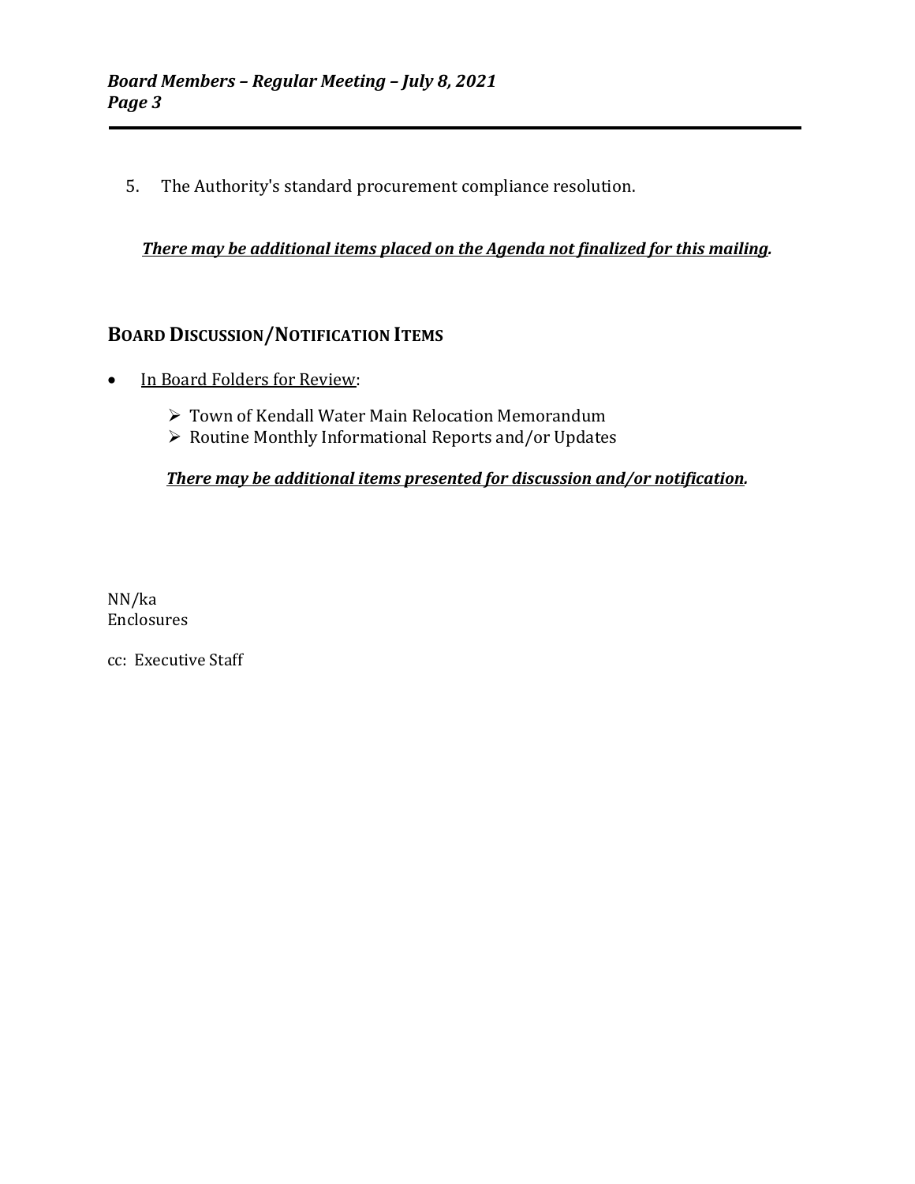5. The Authority's standard procurement compliance resolution.

***There may be additional items placed on the Agenda not finalized for this mailing.***

## BOARD DISCUSSION/NOTIFICATION ITEMS

- In Board Folders for Review:
  - Town of Kendall Water Main Relocation Memorandum
  - Routine Monthly Informational Reports and/or Updates

  ***There may be additional items presented for discussion and/or notification.***

NN/ka
Enclosures

cc: Executive Staff